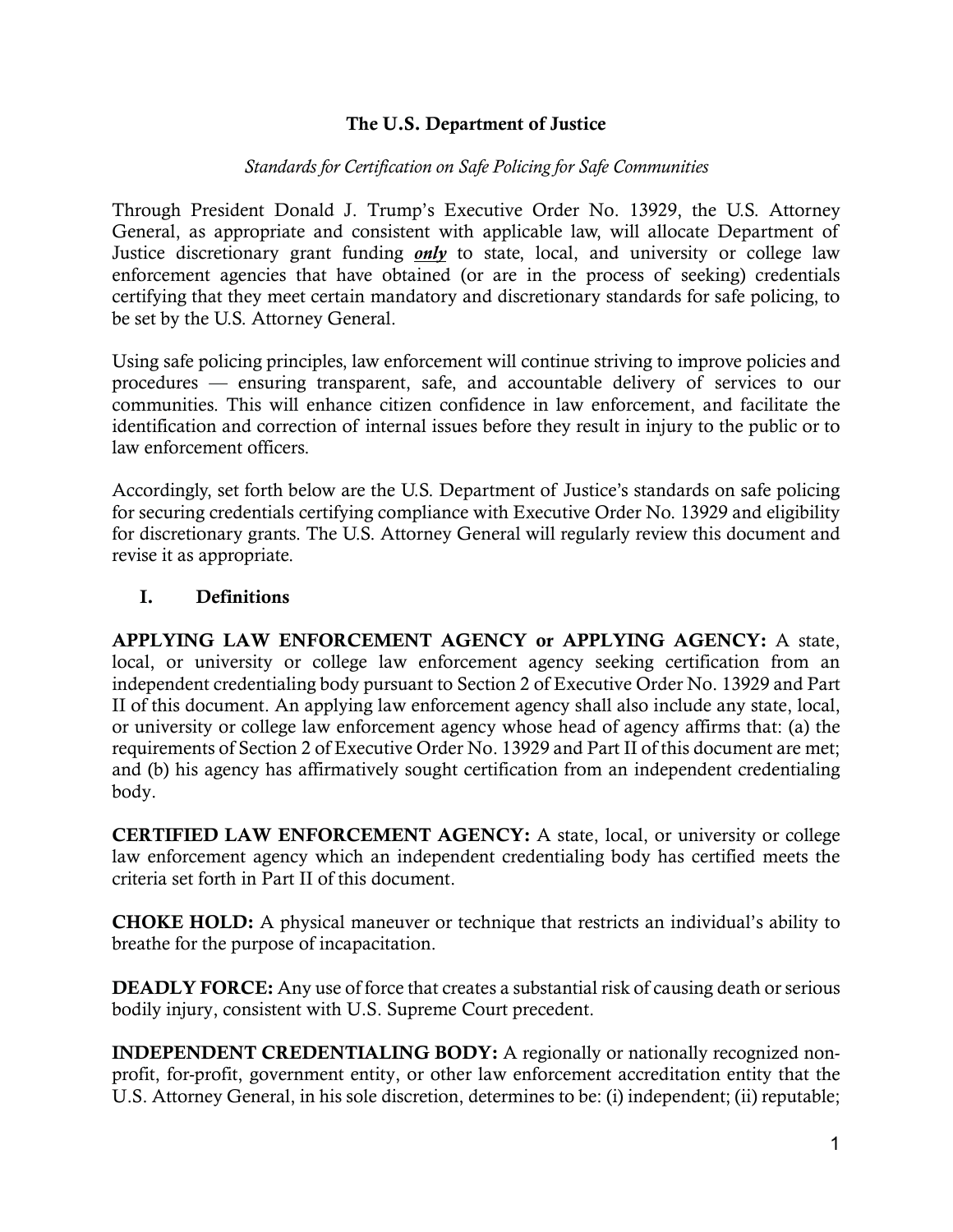**The U.S. Department of Justice**

*Standards for Certification on Safe Policing for Safe Communities*

Through President Donald J. Trump's Executive Order No. 13929, the U.S. Attorney General, as appropriate and consistent with applicable law, will allocate Department of Justice discretionary grant funding ***only*** to state, local, and university or college law enforcement agencies that have obtained (or are in the process of seeking) credentials certifying that they meet certain mandatory and discretionary standards for safe policing, to be set by the U.S. Attorney General.

Using safe policing principles, law enforcement will continue striving to improve policies and procedures — ensuring transparent, safe, and accountable delivery of services to our communities. This will enhance citizen confidence in law enforcement, and facilitate the identification and correction of internal issues before they result in injury to the public or to law enforcement officers.

Accordingly, set forth below are the U.S. Department of Justice's standards on safe policing for securing credentials certifying compliance with Executive Order No. 13929 and eligibility for discretionary grants. The U.S. Attorney General will regularly review this document and revise it as appropriate.

## I. Definitions

**APPLYING LAW ENFORCEMENT AGENCY or APPLYING AGENCY:** A state, local, or university or college law enforcement agency seeking certification from an independent credentialing body pursuant to Section 2 of Executive Order No. 13929 and Part II of this document. An applying law enforcement agency shall also include any state, local, or university or college law enforcement agency whose head of agency affirms that: (a) the requirements of Section 2 of Executive Order No. 13929 and Part II of this document are met; and (b) his agency has affirmatively sought certification from an independent credentialing body.

**CERTIFIED LAW ENFORCEMENT AGENCY:** A state, local, or university or college law enforcement agency which an independent credentialing body has certified meets the criteria set forth in Part II of this document.

**CHOKE HOLD:** A physical maneuver or technique that restricts an individual's ability to breathe for the purpose of incapacitation.

**DEADLY FORCE:** Any use of force that creates a substantial risk of causing death or serious bodily injury, consistent with U.S. Supreme Court precedent.

**INDEPENDENT CREDENTIALING BODY:** A regionally or nationally recognized non-profit, for-profit, government entity, or other law enforcement accreditation entity that the U.S. Attorney General, in his sole discretion, determines to be: (i) independent; (ii) reputable;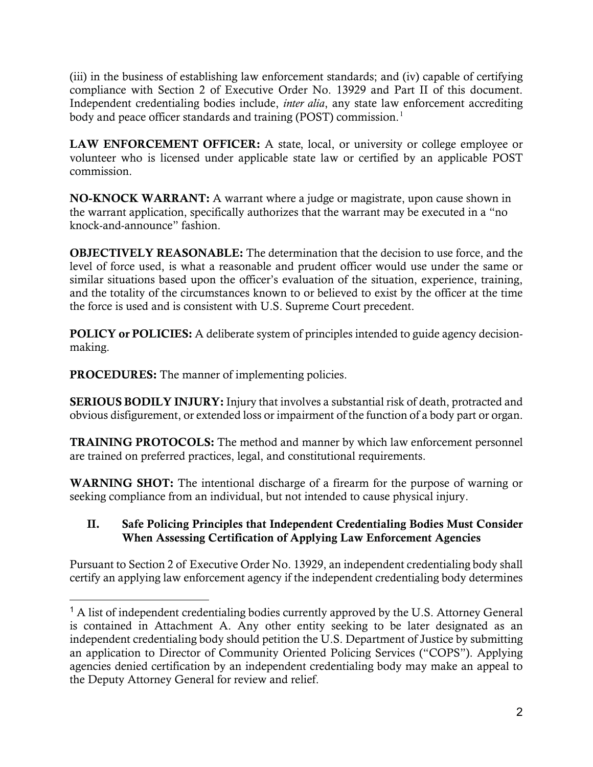(iii) in the business of establishing law enforcement standards; and (iv) capable of certifying compliance with Section 2 of Executive Order No. 13929 and Part II of this document. Independent credentialing bodies include, *inter alia*, any state law enforcement accrediting body and peace officer standards and training (POST) commission.[1]

**LAW ENFORCEMENT OFFICER:** A state, local, or university or college employee or volunteer who is licensed under applicable state law or certified by an applicable POST commission.

**NO-KNOCK WARRANT:** A warrant where a judge or magistrate, upon cause shown in the warrant application, specifically authorizes that the warrant may be executed in a "no knock-and-announce" fashion.

**OBJECTIVELY REASONABLE:** The determination that the decision to use force, and the level of force used, is what a reasonable and prudent officer would use under the same or similar situations based upon the officer's evaluation of the situation, experience, training, and the totality of the circumstances known to or believed to exist by the officer at the time the force is used and is consistent with U.S. Supreme Court precedent.

**POLICY or POLICIES:** A deliberate system of principles intended to guide agency decision-making.

**PROCEDURES:** The manner of implementing policies.

**SERIOUS BODILY INJURY:** Injury that involves a substantial risk of death, protracted and obvious disfigurement, or extended loss or impairment of the function of a body part or organ.

**TRAINING PROTOCOLS:** The method and manner by which law enforcement personnel are trained on preferred practices, legal, and constitutional requirements.

**WARNING SHOT:** The intentional discharge of a firearm for the purpose of warning or seeking compliance from an individual, but not intended to cause physical injury.

## II. Safe Policing Principles that Independent Credentialing Bodies Must Consider When Assessing Certification of Applying Law Enforcement Agencies

Pursuant to Section 2 of Executive Order No. 13929, an independent credentialing body shall certify an applying law enforcement agency if the independent credentialing body determines

---

[1] A list of independent credentialing bodies currently approved by the U.S. Attorney General is contained in Attachment A. Any other entity seeking to be later designated as an independent credentialing body should petition the U.S. Department of Justice by submitting an application to Director of Community Oriented Policing Services ("COPS"). Applying agencies denied certification by an independent credentialing body may make an appeal to the Deputy Attorney General for review and relief.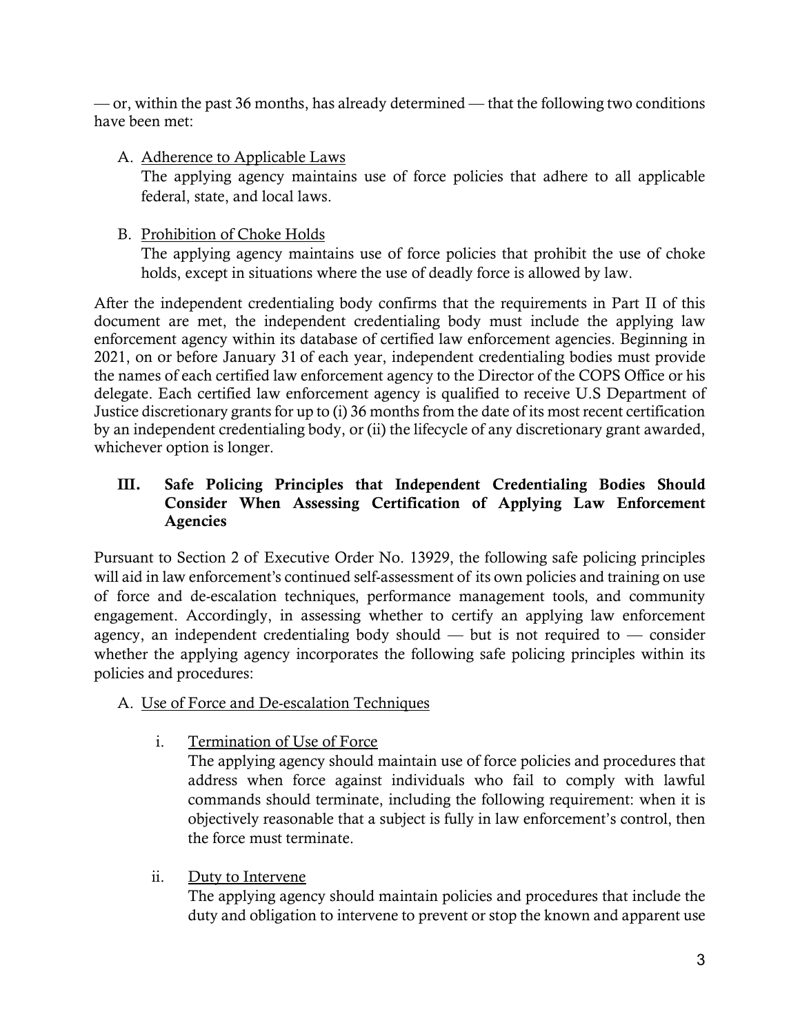— or, within the past 36 months, has already determined — that the following two conditions have been met:

A. Adherence to Applicable Laws
   The applying agency maintains use of force policies that adhere to all applicable federal, state, and local laws.

B. Prohibition of Choke Holds
   The applying agency maintains use of force policies that prohibit the use of choke holds, except in situations where the use of deadly force is allowed by law.

After the independent credentialing body confirms that the requirements in Part II of this document are met, the independent credentialing body must include the applying law enforcement agency within its database of certified law enforcement agencies. Beginning in 2021, on or before January 31 of each year, independent credentialing bodies must provide the names of each certified law enforcement agency to the Director of the COPS Office or his delegate. Each certified law enforcement agency is qualified to receive U.S Department of Justice discretionary grants for up to (i) 36 months from the date of its most recent certification by an independent credentialing body, or (ii) the lifecycle of any discretionary grant awarded, whichever option is longer.

## III. Safe Policing Principles that Independent Credentialing Bodies Should Consider When Assessing Certification of Applying Law Enforcement Agencies

Pursuant to Section 2 of Executive Order No. 13929, the following safe policing principles will aid in law enforcement's continued self-assessment of its own policies and training on use of force and de-escalation techniques, performance management tools, and community engagement. Accordingly, in assessing whether to certify an applying law enforcement agency, an independent credentialing body should — but is not required to — consider whether the applying agency incorporates the following safe policing principles within its policies and procedures:

A. Use of Force and De-escalation Techniques

   i. Termination of Use of Force
      The applying agency should maintain use of force policies and procedures that address when force against individuals who fail to comply with lawful commands should terminate, including the following requirement: when it is objectively reasonable that a subject is fully in law enforcement's control, then the force must terminate.

   ii. Duty to Intervene
      The applying agency should maintain policies and procedures that include the duty and obligation to intervene to prevent or stop the known and apparent use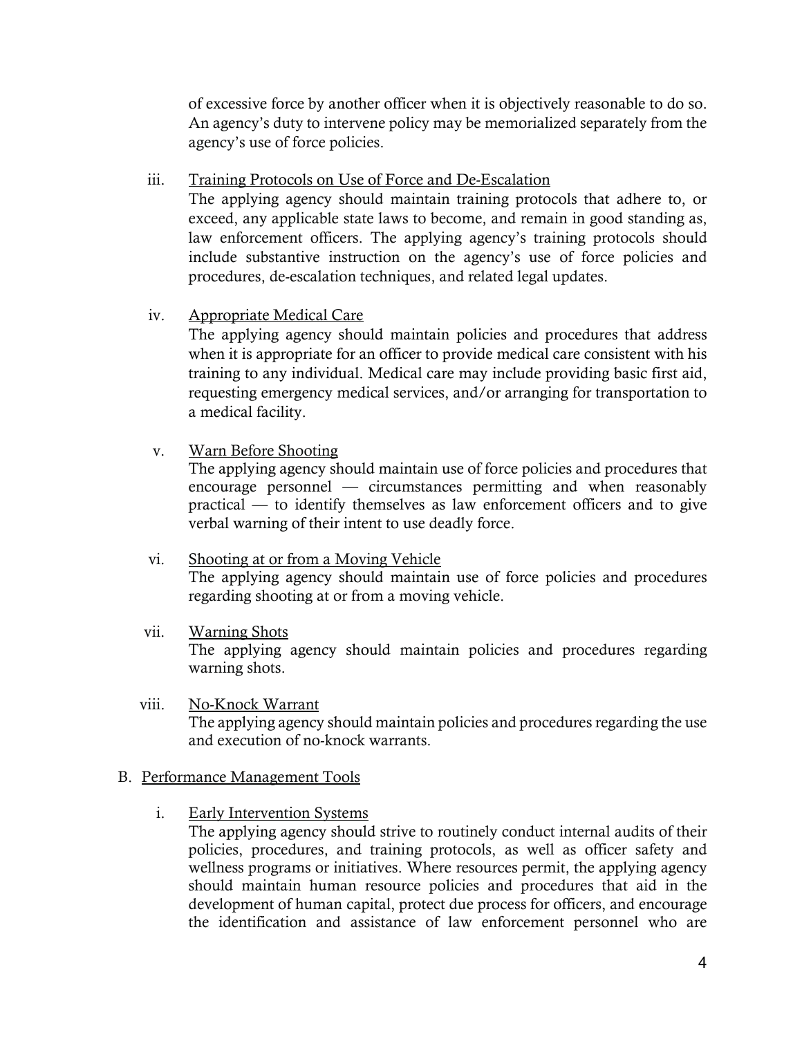of excessive force by another officer when it is objectively reasonable to do so. An agency's duty to intervene policy may be memorialized separately from the agency's use of force policies.

iii. Training Protocols on Use of Force and De-Escalation

The applying agency should maintain training protocols that adhere to, or exceed, any applicable state laws to become, and remain in good standing as, law enforcement officers. The applying agency's training protocols should include substantive instruction on the agency's use of force policies and procedures, de-escalation techniques, and related legal updates.

iv. Appropriate Medical Care

The applying agency should maintain policies and procedures that address when it is appropriate for an officer to provide medical care consistent with his training to any individual. Medical care may include providing basic first aid, requesting emergency medical services, and/or arranging for transportation to a medical facility.

v. Warn Before Shooting

The applying agency should maintain use of force policies and procedures that encourage personnel — circumstances permitting and when reasonably practical — to identify themselves as law enforcement officers and to give verbal warning of their intent to use deadly force.

vi. Shooting at or from a Moving Vehicle

The applying agency should maintain use of force policies and procedures regarding shooting at or from a moving vehicle.

vii. Warning Shots

The applying agency should maintain policies and procedures regarding warning shots.

viii. No-Knock Warrant

The applying agency should maintain policies and procedures regarding the use and execution of no-knock warrants.

## B. Performance Management Tools

i. Early Intervention Systems

The applying agency should strive to routinely conduct internal audits of their policies, procedures, and training protocols, as well as officer safety and wellness programs or initiatives. Where resources permit, the applying agency should maintain human resource policies and procedures that aid in the development of human capital, protect due process for officers, and encourage the identification and assistance of law enforcement personnel who are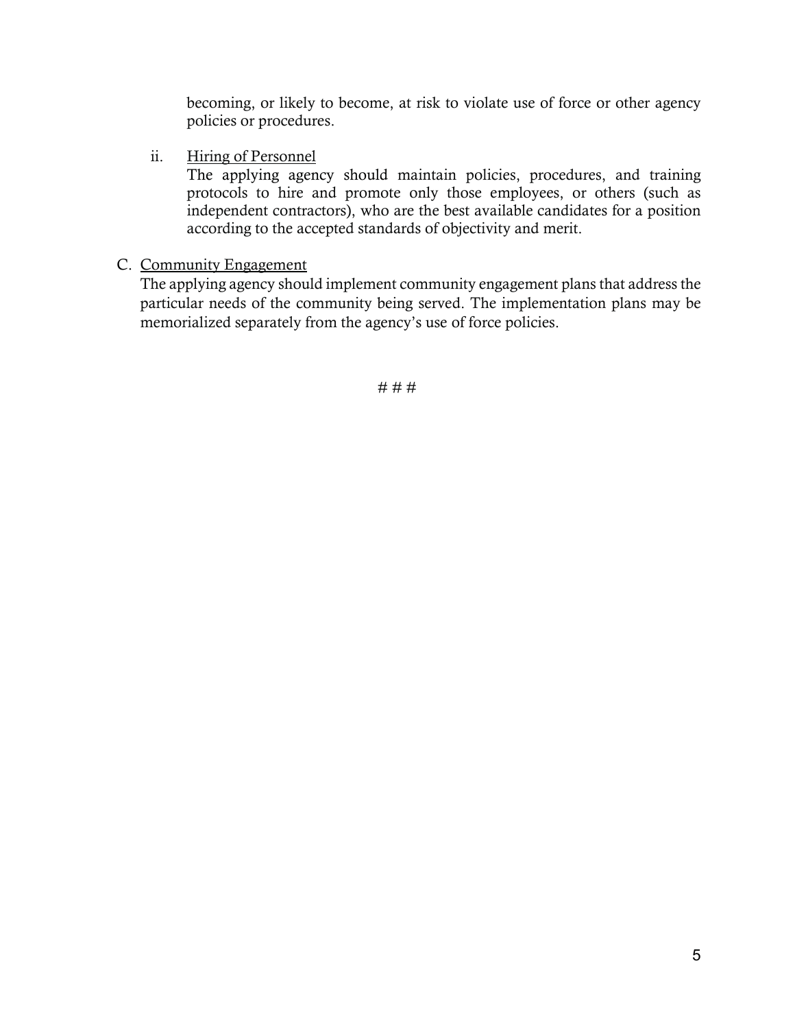becoming, or likely to become, at risk to violate use of force or other agency policies or procedures.

ii. Hiring of Personnel

The applying agency should maintain policies, procedures, and training protocols to hire and promote only those employees, or others (such as independent contractors), who are the best available candidates for a position according to the accepted standards of objectivity and merit.

C. Community Engagement

The applying agency should implement community engagement plans that address the particular needs of the community being served. The implementation plans may be memorialized separately from the agency's use of force policies.

# # #